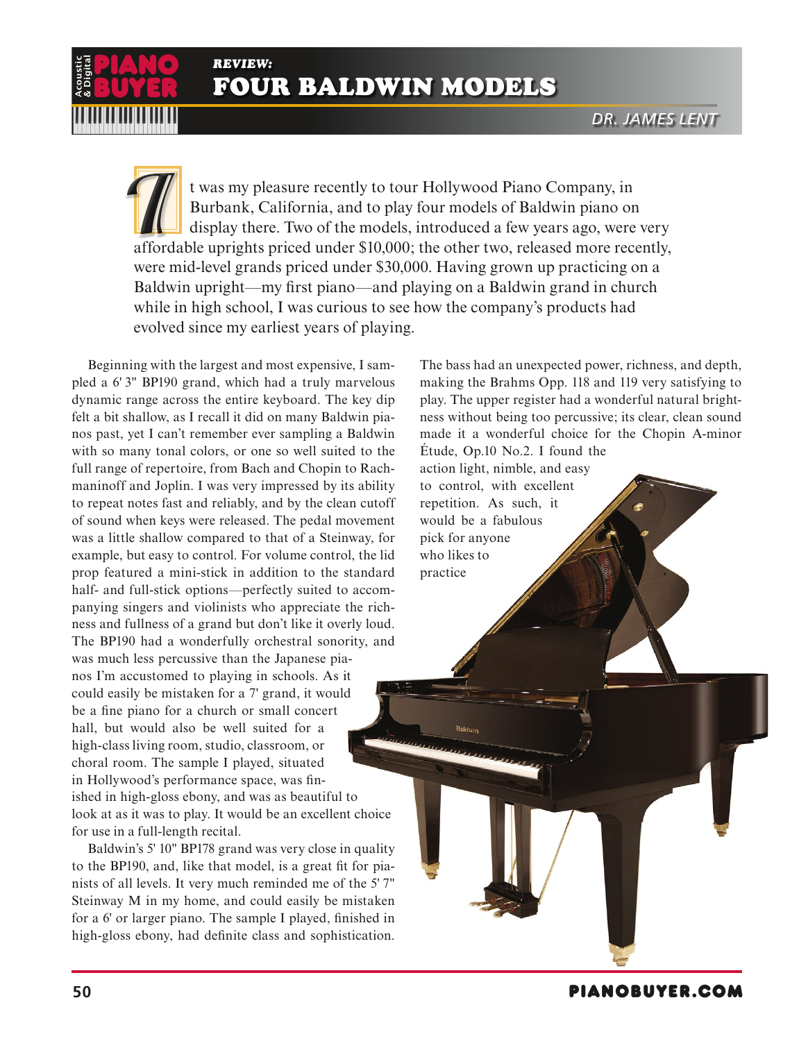*REVIEW:*

# FOUR BALDWIN MODELS

DR. JAMES LENT

It was my pleasure recently to tour Hollywood Piano Company, in Burbank, California, and to play four models of Baldwin piano on display there. Two of the models, introduced a few years ago, were very affordable uprights priced under $10,000; the other two, released more recently, were mid-level grands priced under $30,000. Having grown up practicing on a Baldwin upright—my first piano—and playing on a Baldwin grand in church while in high school, I was curious to see how the company's products had evolved since my earliest years of playing.

Beginning with the largest and most expensive, I sampled a 6' 3" BP190 grand, which had a truly marvelous dynamic range across the entire keyboard. The key dip felt a bit shallow, as I recall it did on many Baldwin pianos past, yet I can't remember ever sampling a Baldwin with so many tonal colors, or one so well suited to the full range of repertoire, from Bach and Chopin to Rachmaninoff and Joplin. I was very impressed by its ability to repeat notes fast and reliably, and by the clean cutoff of sound when keys were released. The pedal movement was a little shallow compared to that of a Steinway, for example, but easy to control. For volume control, the lid prop featured a mini-stick in addition to the standard half- and full-stick options—perfectly suited to accompanying singers and violinists who appreciate the richness and fullness of a grand but don't like it overly loud. The BP190 had a wonderfully orchestral sonority, and was much less percussive than the Japanese pianos I'm accustomed to playing in schools. As it could easily be mistaken for a 7' grand, it would be a fine piano for a church or small concert hall, but would also be well suited for a high-class living room, studio, classroom, or choral room. The sample I played, situated in Hollywood's performance space, was finished in high-gloss ebony, and was as beautiful to look at as it was to play. It would be an excellent choice for use in a full-length recital.

Baldwin's 5' 10" BP178 grand was very close in quality to the BP190, and, like that model, is a great fit for pianists of all levels. It very much reminded me of the 5' 7" Steinway M in my home, and could easily be mistaken for a 6' or larger piano. The sample I played, finished in high-gloss ebony, had definite class and sophistication. The bass had an unexpected power, richness, and depth, making the Brahms Opp. 118 and 119 very satisfying to play. The upper register had a wonderful natural brightness without being too percussive; its clear, clean sound made it a wonderful choice for the Chopin A-minor Étude, Op.10 No.2. I found the action light, nimble, and easy to control, with excellent repetition. As such, it would be a fabulous pick for anyone who likes to practice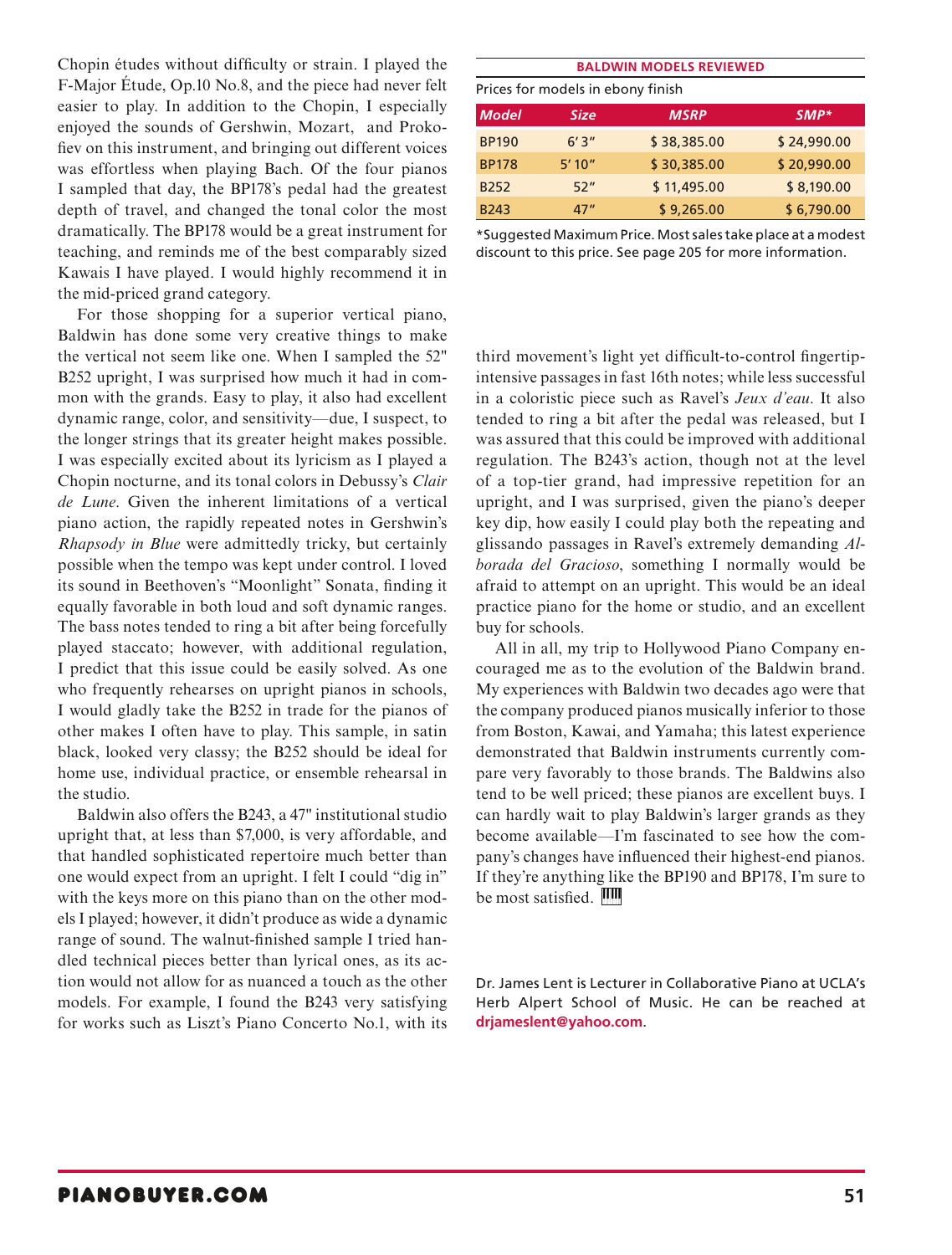Chopin études without difficulty or strain. I played the F-Major Étude, Op.10 No.8, and the piece had never felt easier to play. In addition to the Chopin, I especially enjoyed the sounds of Gershwin, Mozart, and Prokofiev on this instrument, and bringing out different voices was effortless when playing Bach. Of the four pianos I sampled that day, the BP178's pedal had the greatest depth of travel, and changed the tonal color the most dramatically. The BP178 would be a great instrument for teaching, and reminds me of the best comparably sized Kawais I have played. I would highly recommend it in the mid-priced grand category.

For those shopping for a superior vertical piano, Baldwin has done some very creative things to make the vertical not seem like one. When I sampled the 52" B252 upright, I was surprised how much it had in common with the grands. Easy to play, it also had excellent dynamic range, color, and sensitivity—due, I suspect, to the longer strings that its greater height makes possible. I was especially excited about its lyricism as I played a Chopin nocturne, and its tonal colors in Debussy's *Clair de Lune*. Given the inherent limitations of a vertical piano action, the rapidly repeated notes in Gershwin's *Rhapsody in Blue* were admittedly tricky, but certainly possible when the tempo was kept under control. I loved its sound in Beethoven's "Moonlight" Sonata, finding it equally favorable in both loud and soft dynamic ranges. The bass notes tended to ring a bit after being forcefully played staccato; however, with additional regulation, I predict that this issue could be easily solved. As one who frequently rehearses on upright pianos in schools, I would gladly take the B252 in trade for the pianos of other makes I often have to play. This sample, in satin black, looked very classy; the B252 should be ideal for home use, individual practice, or ensemble rehearsal in the studio.

Baldwin also offers the B243, a 47" institutional studio upright that, at less than $7,000, is very affordable, and that handled sophisticated repertoire much better than one would expect from an upright. I felt I could "dig in" with the keys more on this piano than on the other models I played; however, it didn't produce as wide a dynamic range of sound. The walnut-finished sample I tried handled technical pieces better than lyrical ones, as its action would not allow for as nuanced a touch as the other models. For example, I found the B243 very satisfying for works such as Liszt's Piano Concerto No.1, with its third movement's light yet difficult-to-control fingertip-intensive passages in fast 16th notes; while less successful in a coloristic piece such as Ravel's *Jeux d'eau*. It also tended to ring a bit after the pedal was released, but I was assured that this could be improved with additional regulation. The B243's action, though not at the level of a top-tier grand, had impressive repetition for an upright, and I was surprised, given the piano's deeper key dip, how easily I could play both the repeating and glissando passages in Ravel's extremely demanding *Alborada del Gracioso*, something I normally would be afraid to attempt on an upright. This would be an ideal practice piano for the home or studio, and an excellent buy for schools.

All in all, my trip to Hollywood Piano Company encouraged me as to the evolution of the Baldwin brand. My experiences with Baldwin two decades ago were that the company produced pianos musically inferior to those from Boston, Kawai, and Yamaha; this latest experience demonstrated that Baldwin instruments currently compare very favorably to those brands. The Baldwins also tend to be well priced; these pianos are excellent buys. I can hardly wait to play Baldwin's larger grands as they become available—I'm fascinated to see how the company's changes have influenced their highest-end pianos. If they're anything like the BP190 and BP178, I'm sure to be most satisfied.

**BALDWIN MODELS REVIEWED**

Prices for models in ebony finish

| Model | Size | MSRP | SMP* |
|---|---|---|---|
| BP190 | 6' 3" | $ 38,385.00 | $ 24,990.00 |
| BP178 | 5' 10" | $ 30,385.00 | $ 20,990.00 |
| B252 | 52" | $ 11,495.00 | $ 8,190.00 |
| B243 | 47" | $ 9,265.00 | $ 6,790.00 |

*Suggested Maximum Price. Most sales take place at a modest discount to this price. See page 205 for more information.

Dr. James Lent is Lecturer in Collaborative Piano at UCLA's Herb Alpert School of Music. He can be reached at **drjameslent@yahoo.com**.